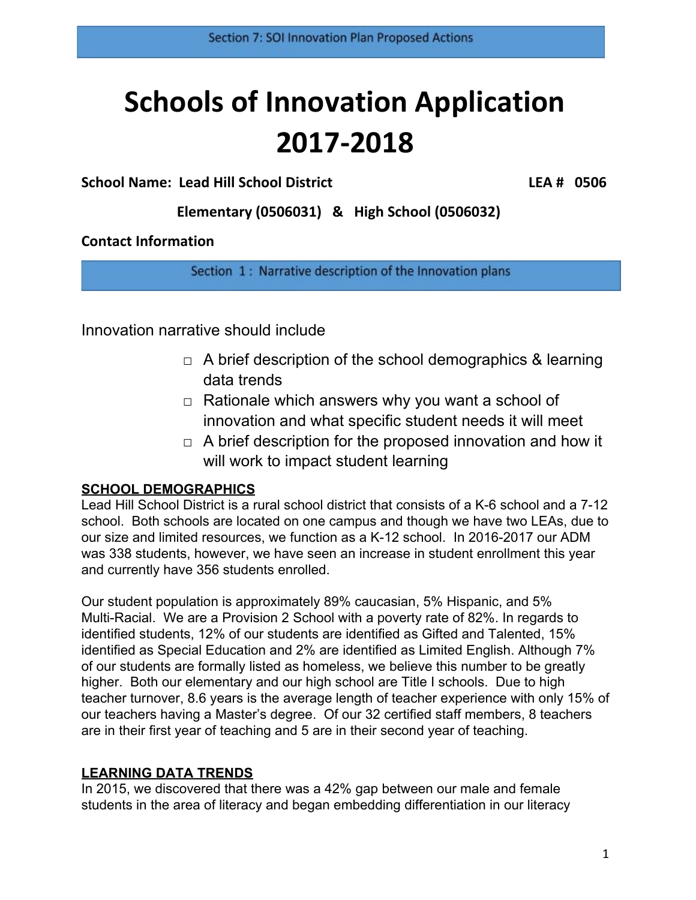Section 7: SOI Innovation Plan Proposed Actions

# Schools of Innovation Application 2017-2018

**School Name: Lead Hill School District** **LEA # 0506**

**Elementary (0506031) & High School (0506032)**

**Contact Information**

## Section 1: Narrative description of the Innovation plans

Innovation narrative should include

- □ A brief description of the school demographics & learning data trends
- □ Rationale which answers why you want a school of innovation and what specific student needs it will meet
- □ A brief description for the proposed innovation and how it will work to impact student learning

**SCHOOL DEMOGRAPHICS**

Lead Hill School District is a rural school district that consists of a K-6 school and a 7-12 school. Both schools are located on one campus and though we have two LEAs, due to our size and limited resources, we function as a K-12 school. In 2016-2017 our ADM was 338 students, however, we have seen an increase in student enrollment this year and currently have 356 students enrolled.

Our student population is approximately 89% caucasian, 5% Hispanic, and 5% Multi-Racial. We are a Provision 2 School with a poverty rate of 82%. In regards to identified students, 12% of our students are identified as Gifted and Talented, 15% identified as Special Education and 2% are identified as Limited English. Although 7% of our students are formally listed as homeless, we believe this number to be greatly higher. Both our elementary and our high school are Title I schools. Due to high teacher turnover, 8.6 years is the average length of teacher experience with only 15% of our teachers having a Master's degree. Of our 32 certified staff members, 8 teachers are in their first year of teaching and 5 are in their second year of teaching.

**LEARNING DATA TRENDS**

In 2015, we discovered that there was a 42% gap between our male and female students in the area of literacy and began embedding differentiation in our literacy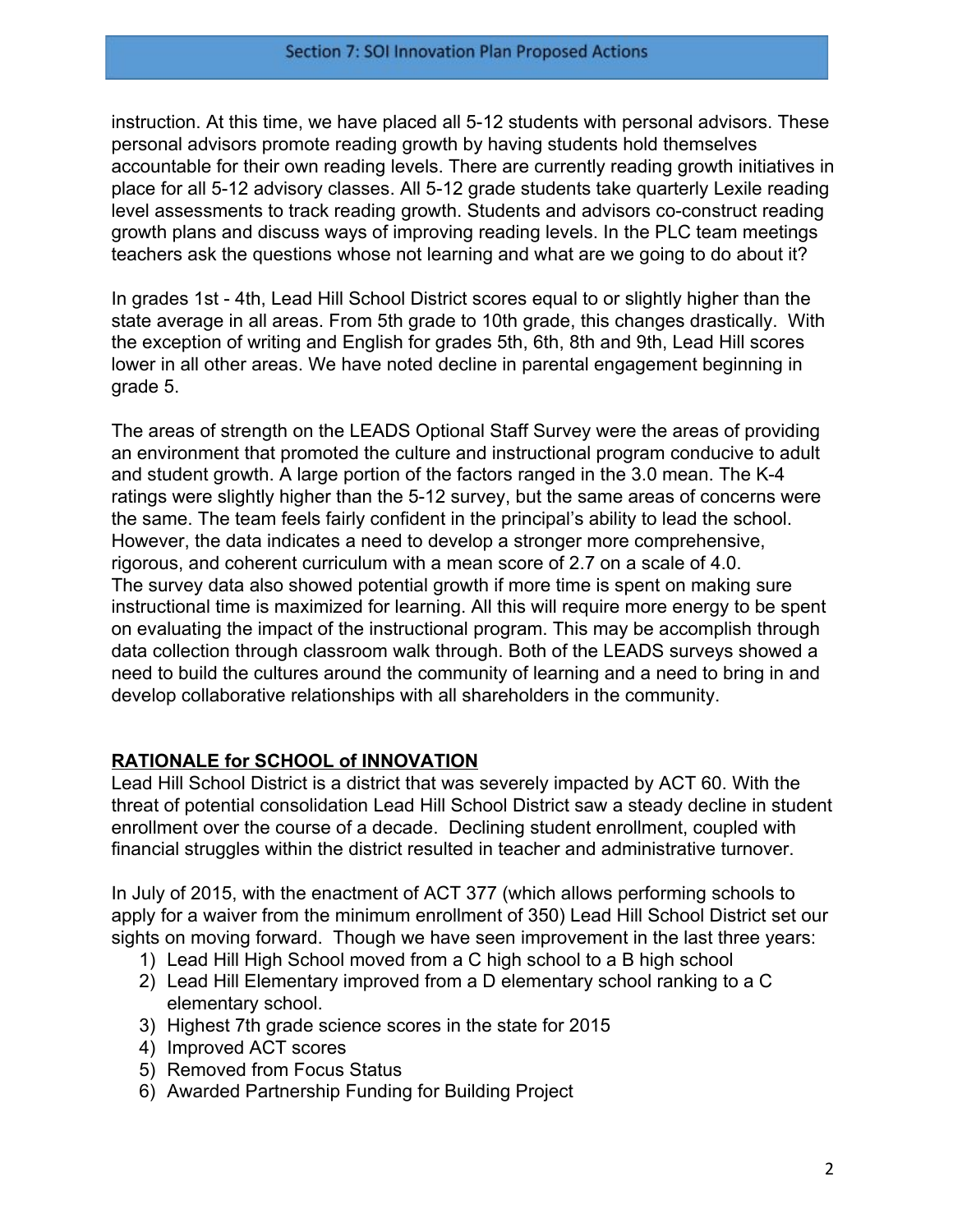instruction. At this time, we have placed all 5-12 students with personal advisors. These personal advisors promote reading growth by having students hold themselves accountable for their own reading levels. There are currently reading growth initiatives in place for all 5-12 advisory classes. All 5-12 grade students take quarterly Lexile reading level assessments to track reading growth. Students and advisors co-construct reading growth plans and discuss ways of improving reading levels. In the PLC team meetings teachers ask the questions whose not learning and what are we going to do about it?

In grades 1st - 4th, Lead Hill School District scores equal to or slightly higher than the state average in all areas. From 5th grade to 10th grade, this changes drastically. With the exception of writing and English for grades 5th, 6th, 8th and 9th, Lead Hill scores lower in all other areas. We have noted decline in parental engagement beginning in grade 5.

The areas of strength on the LEADS Optional Staff Survey were the areas of providing an environment that promoted the culture and instructional program conducive to adult and student growth. A large portion of the factors ranged in the 3.0 mean. The K-4 ratings were slightly higher than the 5-12 survey, but the same areas of concerns were the same. The team feels fairly confident in the principal's ability to lead the school. However, the data indicates a need to develop a stronger more comprehensive, rigorous, and coherent curriculum with a mean score of 2.7 on a scale of 4.0. The survey data also showed potential growth if more time is spent on making sure instructional time is maximized for learning. All this will require more energy to be spent on evaluating the impact of the instructional program. This may be accomplish through data collection through classroom walk through. Both of the LEADS surveys showed a need to build the cultures around the community of learning and a need to bring in and develop collaborative relationships with all shareholders in the community.

## RATIONALE for SCHOOL of INNOVATION

Lead Hill School District is a district that was severely impacted by ACT 60. With the threat of potential consolidation Lead Hill School District saw a steady decline in student enrollment over the course of a decade. Declining student enrollment, coupled with financial struggles within the district resulted in teacher and administrative turnover.

In July of 2015, with the enactment of ACT 377 (which allows performing schools to apply for a waiver from the minimum enrollment of 350) Lead Hill School District set our sights on moving forward. Though we have seen improvement in the last three years:

1) Lead Hill High School moved from a C high school to a B high school
2) Lead Hill Elementary improved from a D elementary school ranking to a C elementary school.
3) Highest 7th grade science scores in the state for 2015
4) Improved ACT scores
5) Removed from Focus Status
6) Awarded Partnership Funding for Building Project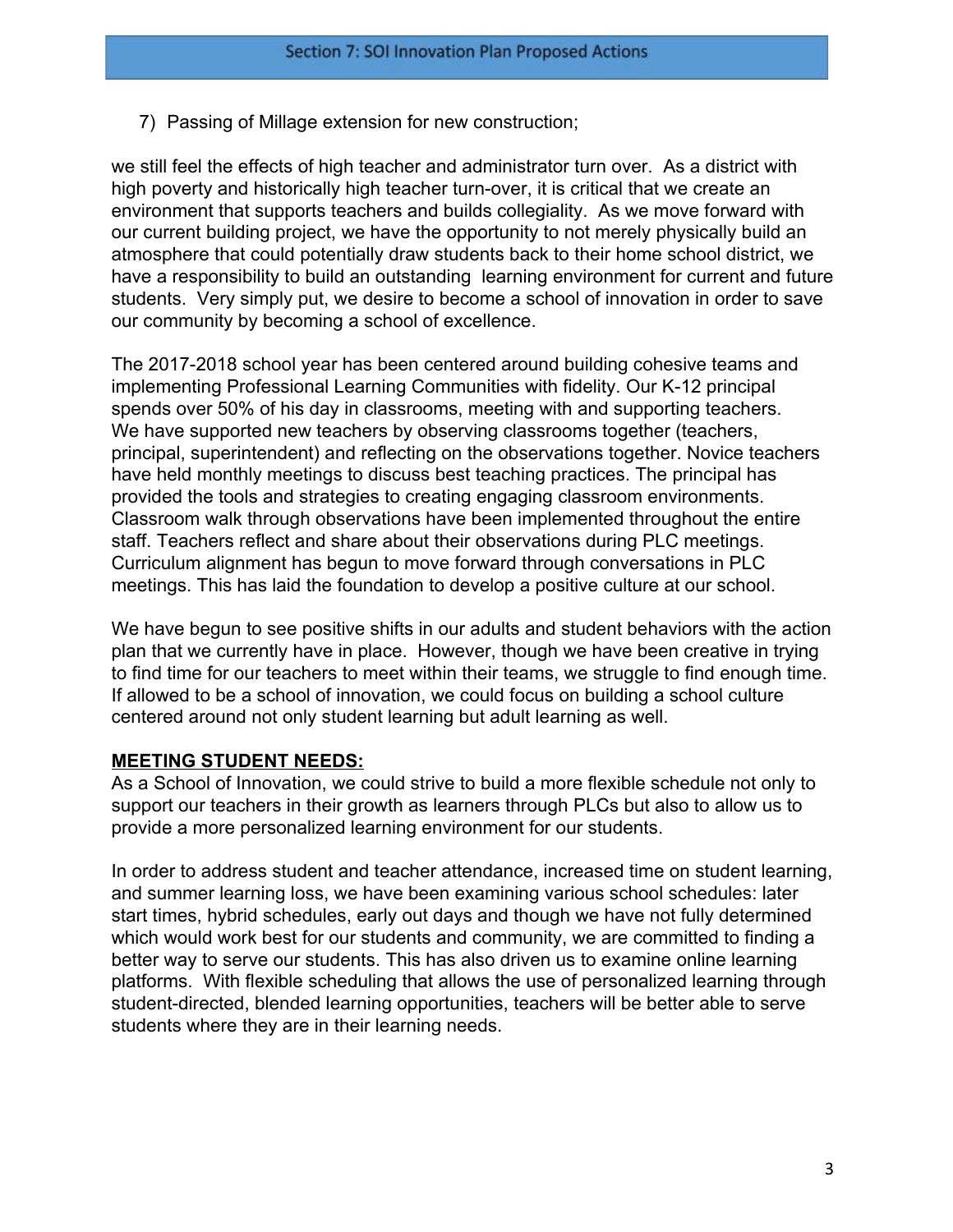7) Passing of Millage extension for new construction;

we still feel the effects of high teacher and administrator turn over. As a district with high poverty and historically high teacher turn-over, it is critical that we create an environment that supports teachers and builds collegiality. As we move forward with our current building project, we have the opportunity to not merely physically build an atmosphere that could potentially draw students back to their home school district, we have a responsibility to build an outstanding learning environment for current and future students. Very simply put, we desire to become a school of innovation in order to save our community by becoming a school of excellence.

The 2017-2018 school year has been centered around building cohesive teams and implementing Professional Learning Communities with fidelity. Our K-12 principal spends over 50% of his day in classrooms, meeting with and supporting teachers. We have supported new teachers by observing classrooms together (teachers, principal, superintendent) and reflecting on the observations together. Novice teachers have held monthly meetings to discuss best teaching practices. The principal has provided the tools and strategies to creating engaging classroom environments. Classroom walk through observations have been implemented throughout the entire staff. Teachers reflect and share about their observations during PLC meetings. Curriculum alignment has begun to move forward through conversations in PLC meetings. This has laid the foundation to develop a positive culture at our school.

We have begun to see positive shifts in our adults and student behaviors with the action plan that we currently have in place. However, though we have been creative in trying to find time for our teachers to meet within their teams, we struggle to find enough time. If allowed to be a school of innovation, we could focus on building a school culture centered around not only student learning but adult learning as well.

**MEETING STUDENT NEEDS:**

As a School of Innovation, we could strive to build a more flexible schedule not only to support our teachers in their growth as learners through PLCs but also to allow us to provide a more personalized learning environment for our students.

In order to address student and teacher attendance, increased time on student learning, and summer learning loss, we have been examining various school schedules: later start times, hybrid schedules, early out days and though we have not fully determined which would work best for our students and community, we are committed to finding a better way to serve our students. This has also driven us to examine online learning platforms. With flexible scheduling that allows the use of personalized learning through student-directed, blended learning opportunities, teachers will be better able to serve students where they are in their learning needs.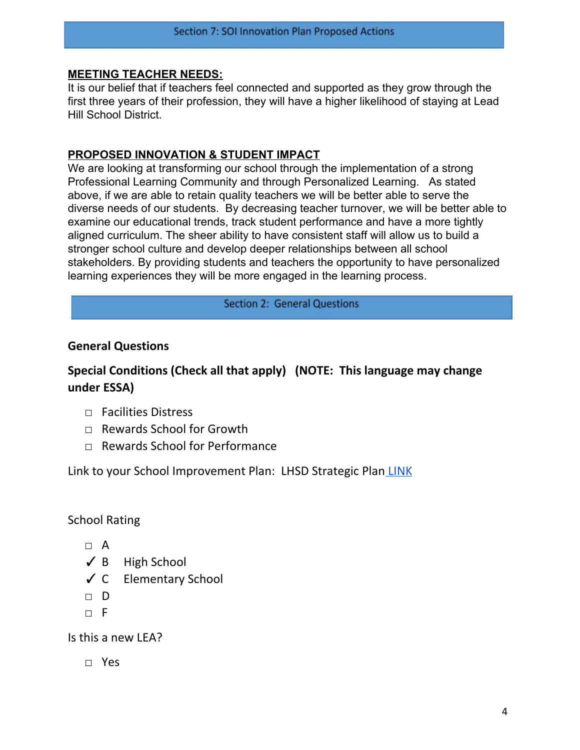## Section 7: SOI Innovation Plan Proposed Actions

**MEETING TEACHER NEEDS:**

It is our belief that if teachers feel connected and supported as they grow through the first three years of their profession, they will have a higher likelihood of staying at Lead Hill School District.

**PROPOSED INNOVATION & STUDENT IMPACT**

We are looking at transforming our school through the implementation of a strong Professional Learning Community and through Personalized Learning. As stated above, if we are able to retain quality teachers we will be better able to serve the diverse needs of our students. By decreasing teacher turnover, we will be better able to examine our educational trends, track student performance and have a more tightly aligned curriculum. The sheer ability to have consistent staff will allow us to build a stronger school culture and develop deeper relationships between all school stakeholders. By providing students and teachers the opportunity to have personalized learning experiences they will be more engaged in the learning process.

## Section 2: General Questions

### General Questions

### Special Conditions (Check all that apply) (NOTE: This language may change under ESSA)

- ☐ Facilities Distress
- ☐ Rewards School for Growth
- ☐ Rewards School for Performance

Link to your School Improvement Plan: LHSD Strategic Plan LINK

School Rating

- ☐ A
- ✓ B High School
- ✓ C Elementary School
- ☐ D
- ☐ F

Is this a new LEA?

- ☐ Yes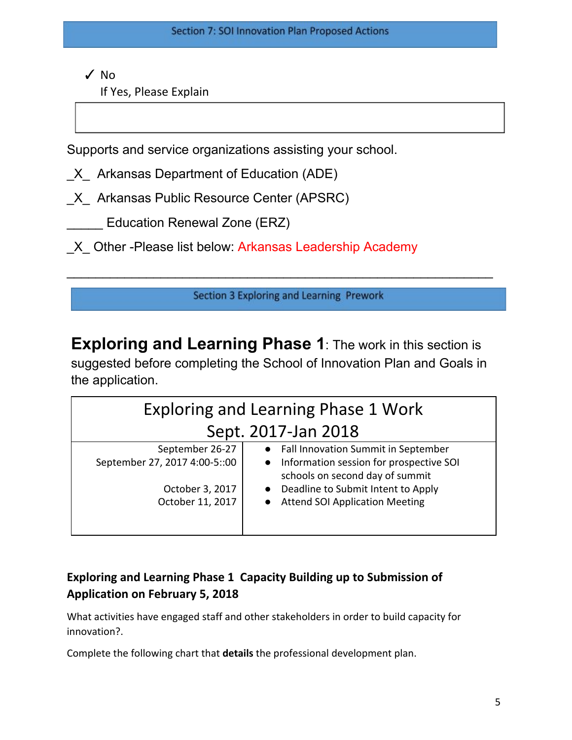## Section 7: SOI Innovation Plan Proposed Actions

✓ No

If Yes, Please Explain

| |
|---|
| |

Supports and service organizations assisting your school.

_X_ Arkansas Department of Education (ADE)

_X_ Arkansas Public Resource Center (APSRC)

_____ Education Renewal Zone (ERZ)

_X_ Other -Please list below: Arkansas Leadership Academy

___________________________________________________________

## Section 3 Exploring and Learning Prework

## Exploring and Learning Phase 1: The work in this section is suggested before completing the School of Innovation Plan and Goals in the application.

| Exploring and Learning Phase 1 Work Sept. 2017-Jan 2018 | |
|---|---|
| September 26-27<br>September 27, 2017 4:00-5::00<br><br>October 3, 2017<br>October 11, 2017 | • Fall Innovation Summit in September<br>• Information session for prospective SOI schools on second day of summit<br>• Deadline to Submit Intent to Apply<br>• Attend SOI Application Meeting |

**Exploring and Learning Phase 1 Capacity Building up to Submission of Application on February 5, 2018**

What activities have engaged staff and other stakeholders in order to build capacity for innovation?.

Complete the following chart that **details** the professional development plan.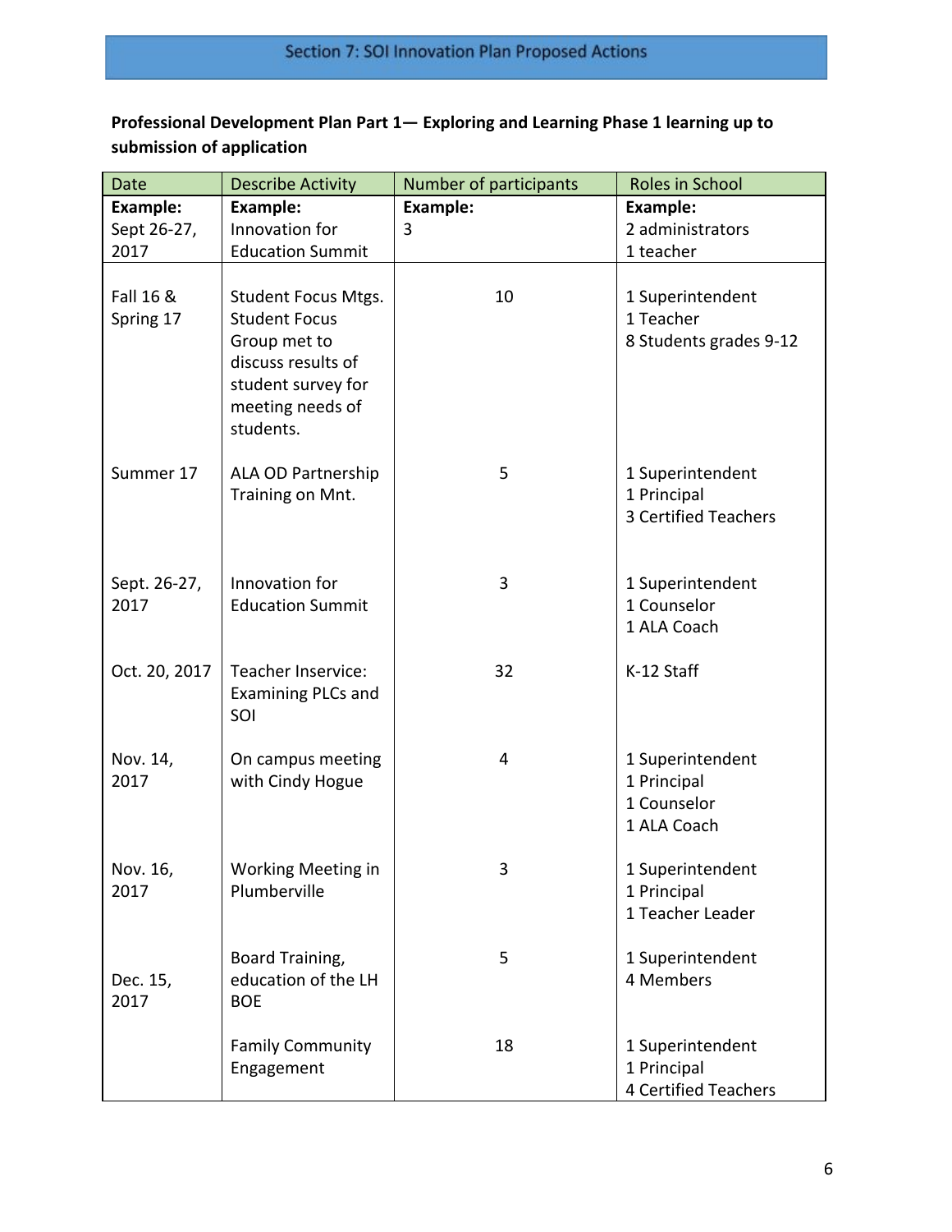## Section 7: SOI Innovation Plan Proposed Actions

**Professional Development Plan Part 1— Exploring and Learning Phase 1 learning up to submission of application**

| Date | Describe Activity | Number of participants | Roles in School |
|---|---|---|---|
| **Example:** Sept 26-27, 2017 | **Example:** Innovation for Education Summit | **Example:** 3 | **Example:** 2 administrators 1 teacher |
| Fall 16 & Spring 17 | Student Focus Mtgs. Student Focus Group met to discuss results of student survey for meeting needs of students. | 10 | 1 Superintendent 1 Teacher 8 Students grades 9-12 |
| Summer 17 | ALA OD Partnership Training on Mnt. | 5 | 1 Superintendent 1 Principal 3 Certified Teachers |
| Sept. 26-27, 2017 | Innovation for Education Summit | 3 | 1 Superintendent 1 Counselor 1 ALA Coach |
| Oct. 20, 2017 | Teacher Inservice: Examining PLCs and SOI | 32 | K-12 Staff |
| Nov. 14, 2017 | On campus meeting with Cindy Hogue | 4 | 1 Superintendent 1 Principal 1 Counselor 1 ALA Coach |
| Nov. 16, 2017 | Working Meeting in Plumberville | 3 | 1 Superintendent 1 Principal 1 Teacher Leader |
| Dec. 15, 2017 | Board Training, education of the LH BOE | 5 | 1 Superintendent 4 Members |
| | Family Community Engagement | 18 | 1 Superintendent 1 Principal 4 Certified Teachers |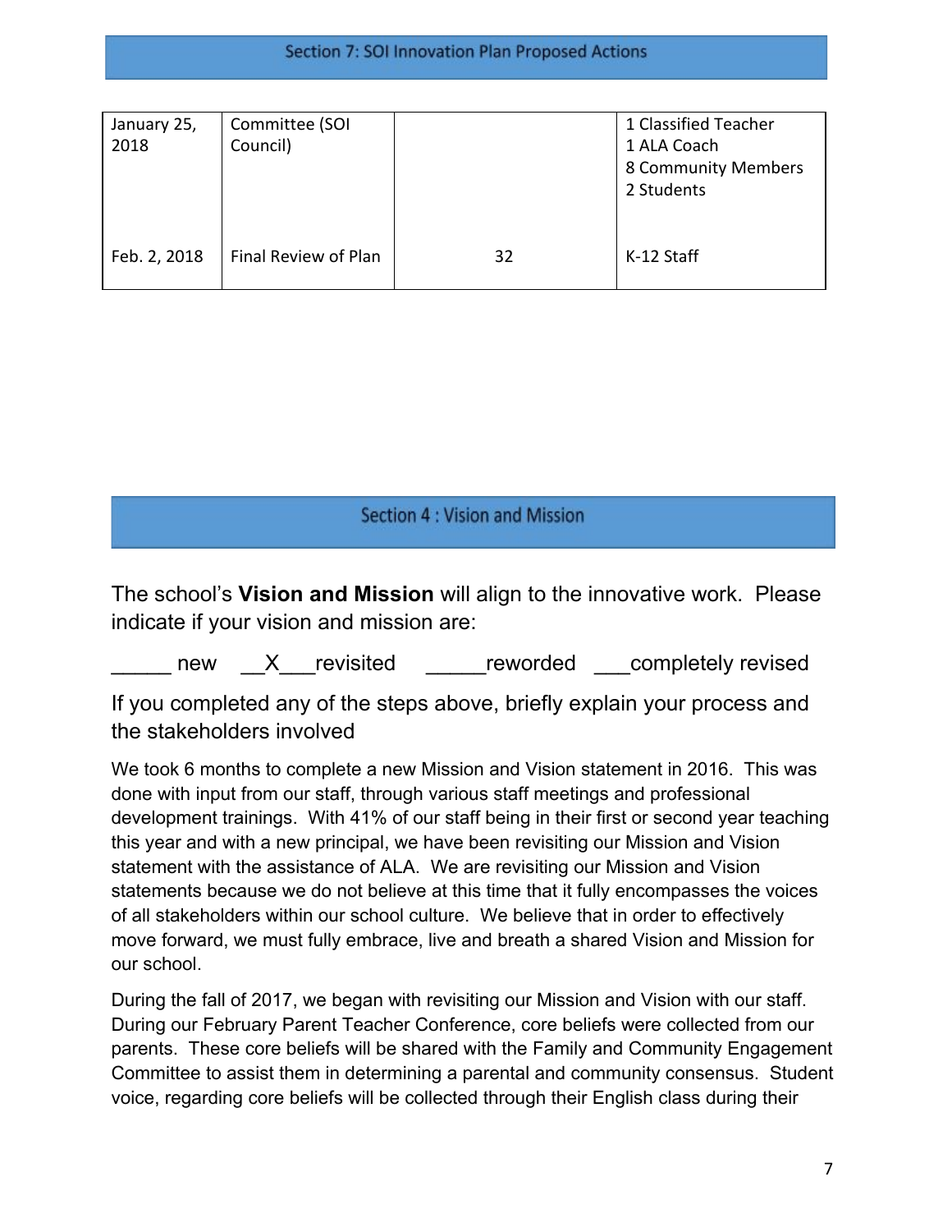## Section 7: SOI Innovation Plan Proposed Actions

| | | | |
|---|---|---|---|
| January 25, 2018 | Committee (SOI Council) | | 1 Classified Teacher<br>1 ALA Coach<br>8 Community Members<br>2 Students |
| Feb. 2, 2018 | Final Review of Plan | 32 | K-12 Staff |

## Section 4 : Vision and Mission

The school's **Vision and Mission** will align to the innovative work. Please indicate if your vision and mission are:

_____ new __X___revisited _____reworded ___completely revised

If you completed any of the steps above, briefly explain your process and the stakeholders involved

We took 6 months to complete a new Mission and Vision statement in 2016. This was done with input from our staff, through various staff meetings and professional development trainings. With 41% of our staff being in their first or second year teaching this year and with a new principal, we have been revisiting our Mission and Vision statement with the assistance of ALA. We are revisiting our Mission and Vision statements because we do not believe at this time that it fully encompasses the voices of all stakeholders within our school culture. We believe that in order to effectively move forward, we must fully embrace, live and breath a shared Vision and Mission for our school.

During the fall of 2017, we began with revisiting our Mission and Vision with our staff. During our February Parent Teacher Conference, core beliefs were collected from our parents. These core beliefs will be shared with the Family and Community Engagement Committee to assist them in determining a parental and community consensus. Student voice, regarding core beliefs will be collected through their English class during their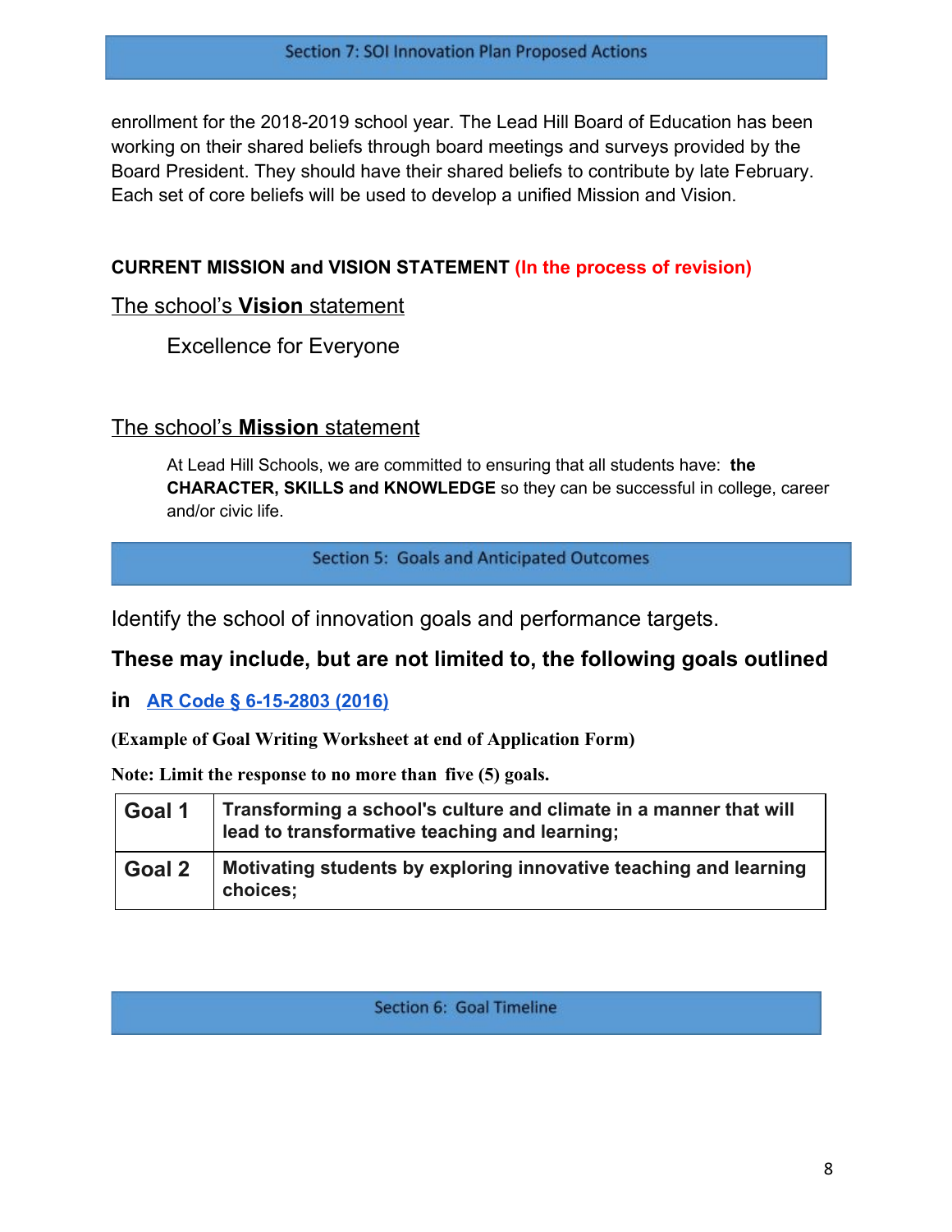## Section 7: SOI Innovation Plan Proposed Actions

enrollment for the 2018-2019 school year. The Lead Hill Board of Education has been working on their shared beliefs through board meetings and surveys provided by the Board President. They should have their shared beliefs to contribute by late February. Each set of core beliefs will be used to develop a unified Mission and Vision.

**CURRENT MISSION and VISION STATEMENT (In the process of revision)**

The school's **Vision** statement

Excellence for Everyone

The school's **Mission** statement

At Lead Hill Schools, we are committed to ensuring that all students have: **the CHARACTER, SKILLS and KNOWLEDGE** so they can be successful in college, career and/or civic life.

## Section 5: Goals and Anticipated Outcomes

Identify the school of innovation goals and performance targets.

**These may include, but are not limited to, the following goals outlined in [AR Code § 6-15-2803 (2016)]**

**(Example of Goal Writing Worksheet at end of Application Form)**

**Note: Limit the response to no more than five (5) goals.**

| | |
|---|---|
| **Goal 1** | **Transforming a school's culture and climate in a manner that will lead to transformative teaching and learning;** |
| **Goal 2** | **Motivating students by exploring innovative teaching and learning choices;** |

## Section 6: Goal Timeline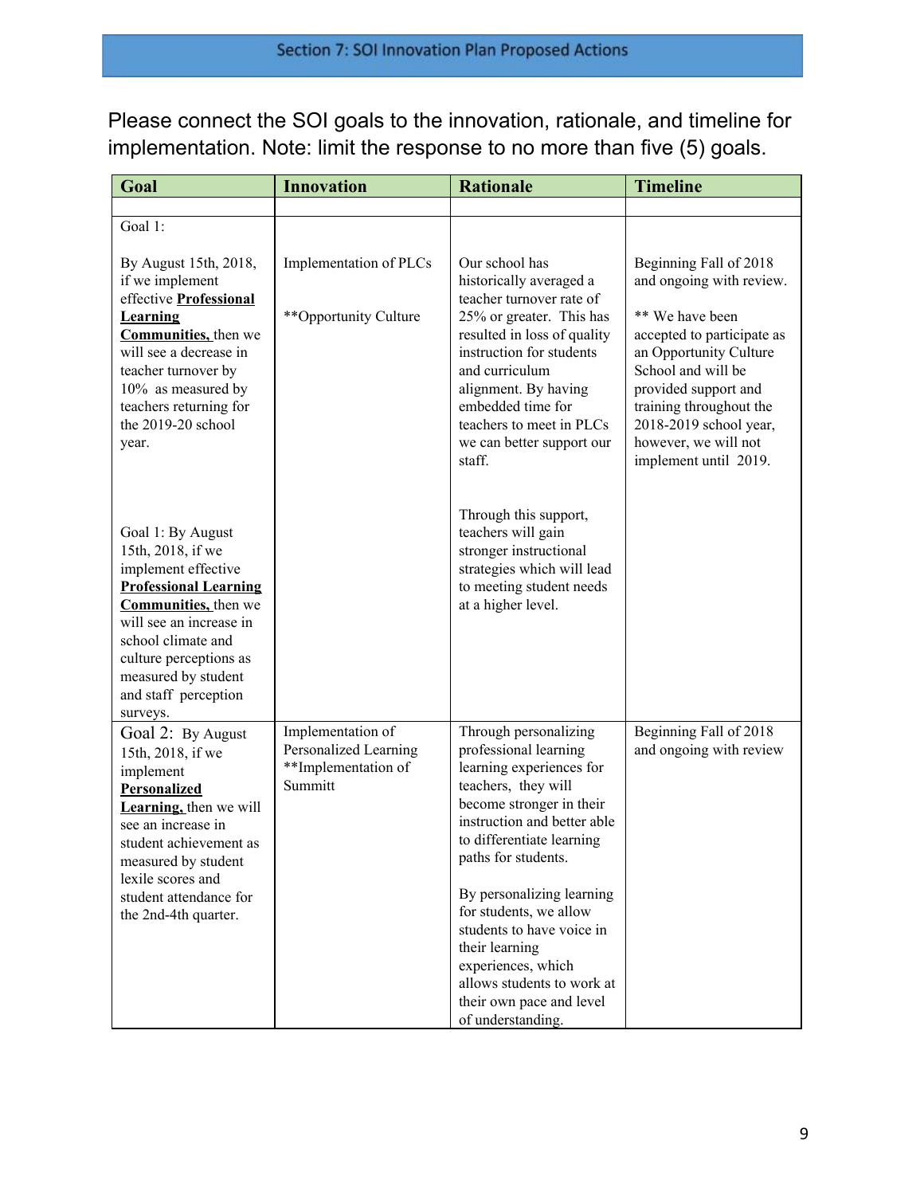## Section 7: SOI Innovation Plan Proposed Actions

Please connect the SOI goals to the innovation, rationale, and timeline for implementation. Note: limit the response to no more than five (5) goals.

| Goal | Innovation | Rationale | Timeline |
|---|---|---|---|
| | | | |
| Goal 1:<br><br>By August 15th, 2018, if we implement effective **Professional Learning Communities,** then we will see a decrease in teacher turnover by 10% as measured by teachers returning for the 2019-20 school year.<br><br>Goal 1: By August 15th, 2018, if we implement effective **Professional Learning Communities,** then we will see an increase in school climate and culture perceptions as measured by student and staff perception surveys. | Implementation of PLCs<br><br>**Opportunity Culture | Our school has historically averaged a teacher turnover rate of 25% or greater. This has resulted in loss of quality instruction for students and curriculum alignment. By having embedded time for teachers to meet in PLCs we can better support our staff.<br><br>Through this support, teachers will gain stronger instructional strategies which will lead to meeting student needs at a higher level. | Beginning Fall of 2018 and ongoing with review.<br><br>** We have been accepted to participate as an Opportunity Culture School and will be provided support and training throughout the 2018-2019 school year, however, we will not implement until 2019. |
| Goal 2: By August 15th, 2018, if we implement **Personalized Learning,** then we will see an increase in student achievement as measured by student lexile scores and student attendance for the 2nd-4th quarter. | Implementation of Personalized Learning<br>**Implementation of Summitt | Through personalizing professional learning learning experiences for teachers, they will become stronger in their instruction and better able to differentiate learning paths for students.<br><br>By personalizing learning for students, we allow students to have voice in their learning experiences, which allows students to work at their own pace and level of understanding. | Beginning Fall of 2018 and ongoing with review |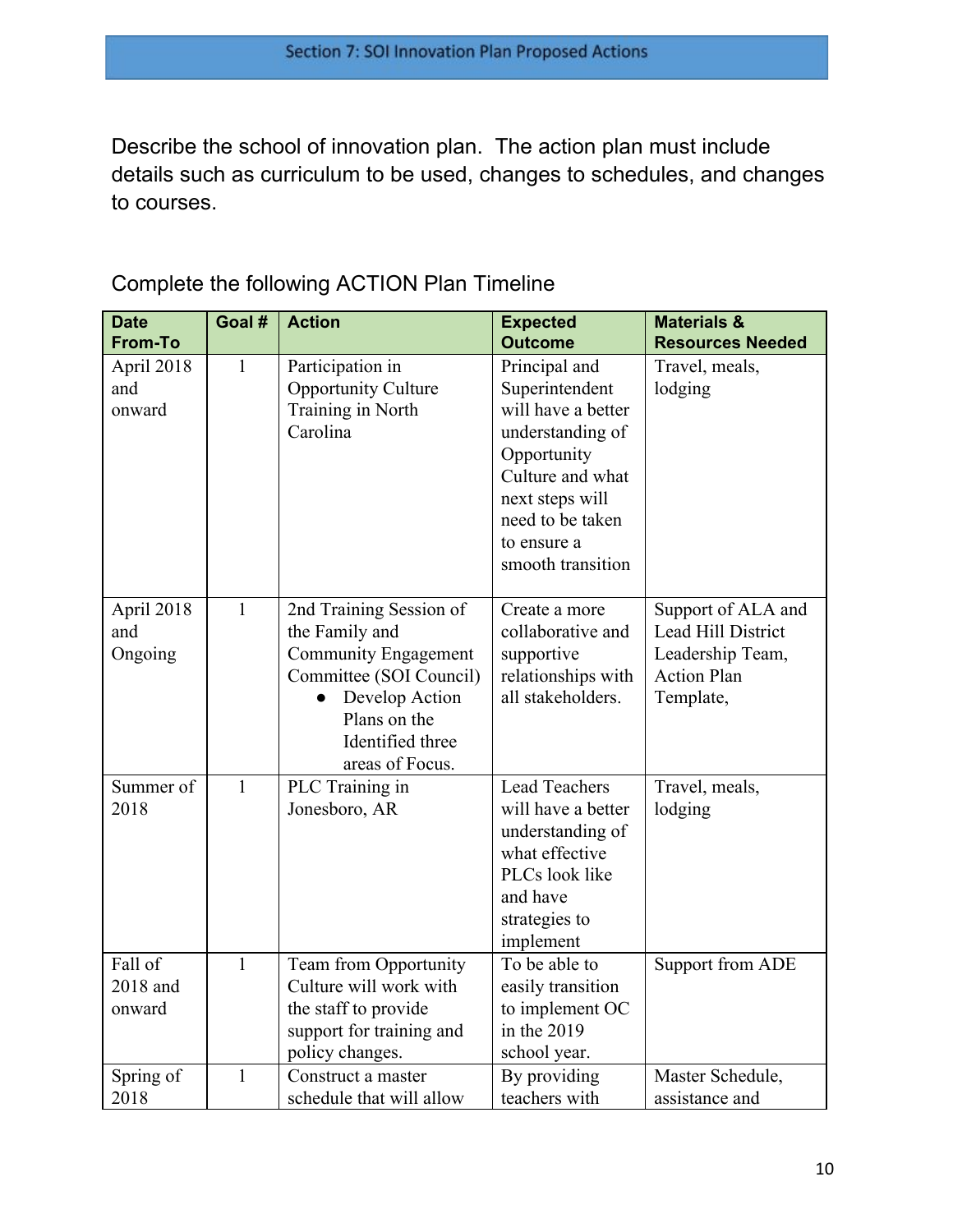## Section 7: SOI Innovation Plan Proposed Actions

Describe the school of innovation plan. The action plan must include details such as curriculum to be used, changes to schedules, and changes to courses.

Complete the following ACTION Plan Timeline

| Date From-To | Goal # | Action | Expected Outcome | Materials & Resources Needed |
|---|---|---|---|---|
| April 2018 and onward | 1 | Participation in Opportunity Culture Training in North Carolina | Principal and Superintendent will have a better understanding of Opportunity Culture and what next steps will need to be taken to ensure a smooth transition | Travel, meals, lodging |
| April 2018 and Ongoing | 1 | 2nd Training Session of the Family and Community Engagement Committee (SOI Council)<br>• Develop Action Plans on the Identified three areas of Focus. | Create a more collaborative and supportive relationships with all stakeholders. | Support of ALA and Lead Hill District Leadership Team, Action Plan Template, |
| Summer of 2018 | 1 | PLC Training in Jonesboro, AR | Lead Teachers will have a better understanding of what effective PLCs look like and have strategies to implement | Travel, meals, lodging |
| Fall of 2018 and onward | 1 | Team from Opportunity Culture will work with the staff to provide support for training and policy changes. | To be able to easily transition to implement OC in the 2019 school year. | Support from ADE |
| Spring of 2018 | 1 | Construct a master schedule that will allow | By providing teachers with | Master Schedule, assistance and |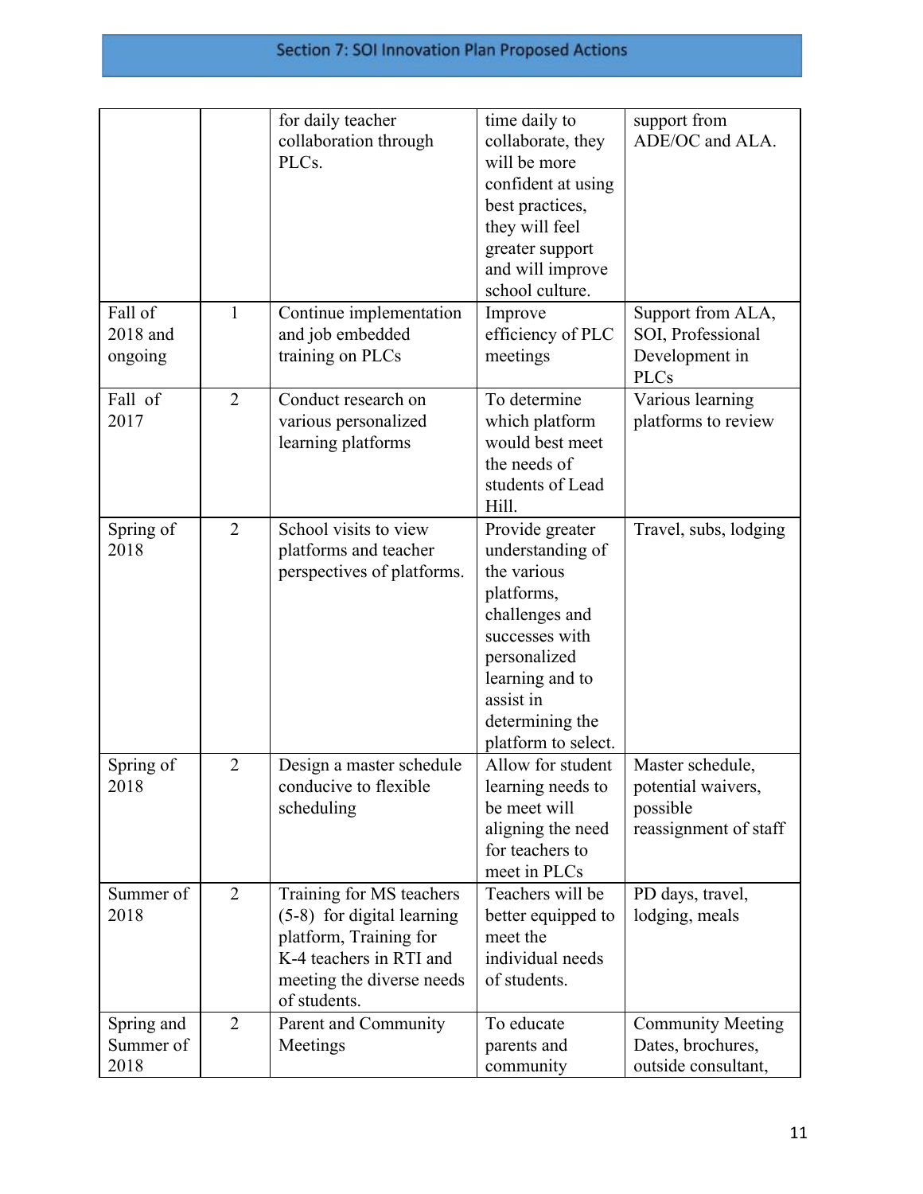## Section 7: SOI Innovation Plan Proposed Actions

| | | | | |
|---|---|---|---|---|
| | | for daily teacher collaboration through PLCs. | time daily to collaborate, they will be more confident at using best practices, they will feel greater support and will improve school culture. | support from ADE/OC and ALA. |
| Fall of 2018 and ongoing | 1 | Continue implementation and job embedded training on PLCs | Improve efficiency of PLC meetings | Support from ALA, SOI, Professional Development in PLCs |
| Fall of 2017 | 2 | Conduct research on various personalized learning platforms | To determine which platform would best meet the needs of students of Lead Hill. | Various learning platforms to review |
| Spring of 2018 | 2 | School visits to view platforms and teacher perspectives of platforms. | Provide greater understanding of the various platforms, challenges and successes with personalized learning and to assist in determining the platform to select. | Travel, subs, lodging |
| Spring of 2018 | 2 | Design a master schedule conducive to flexible scheduling | Allow for student learning needs to be meet will aligning the need for teachers to meet in PLCs | Master schedule, potential waivers, possible reassignment of staff |
| Summer of 2018 | 2 | Training for MS teachers (5-8) for digital learning platform, Training for K-4 teachers in RTI and meeting the diverse needs of students. | Teachers will be better equipped to meet the individual needs of students. | PD days, travel, lodging, meals |
| Spring and Summer of 2018 | 2 | Parent and Community Meetings | To educate parents and community | Community Meeting Dates, brochures, outside consultant, |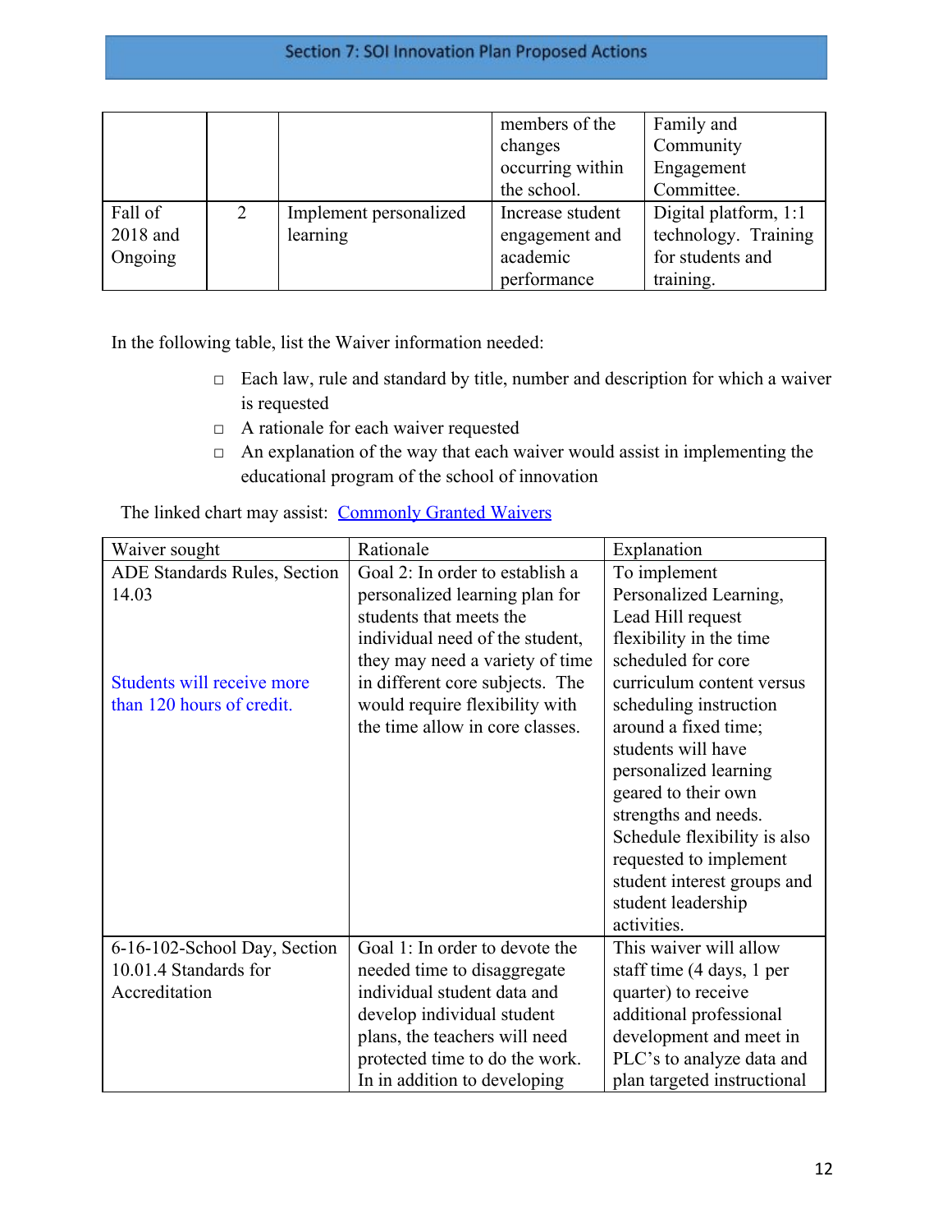## Section 7: SOI Innovation Plan Proposed Actions

| | | | | |
|---|---|---|---|---|
| | | | members of the changes occurring within the school. | Family and Community Engagement Committee. |
| Fall of 2018 and Ongoing | 2 | Implement personalized learning | Increase student engagement and academic performance | Digital platform, 1:1 technology. Training for students and training. |

In the following table, list the Waiver information needed:

- Each law, rule and standard by title, number and description for which a waiver is requested
- A rationale for each waiver requested
- An explanation of the way that each waiver would assist in implementing the educational program of the school of innovation

The linked chart may assist: [Commonly Granted Waivers]()

| Waiver sought | Rationale | Explanation |
|---|---|---|
| ADE Standards Rules, Section 14.03<br><br>Students will receive more than 120 hours of credit. | Goal 2: In order to establish a personalized learning plan for students that meets the individual need of the student, they may need a variety of time in different core subjects. The would require flexibility with the time allow in core classes. | To implement Personalized Learning, Lead Hill request flexibility in the time scheduled for core curriculum content versus scheduling instruction around a fixed time; students will have personalized learning geared to their own strengths and needs. Schedule flexibility is also requested to implement student interest groups and student leadership activities. |
| 6-16-102-School Day, Section 10.01.4 Standards for Accreditation | Goal 1: In order to devote the needed time to disaggregate individual student data and develop individual student plans, the teachers will need protected time to do the work. In in addition to developing | This waiver will allow staff time (4 days, 1 per quarter) to receive additional professional development and meet in PLC's to analyze data and plan targeted instructional |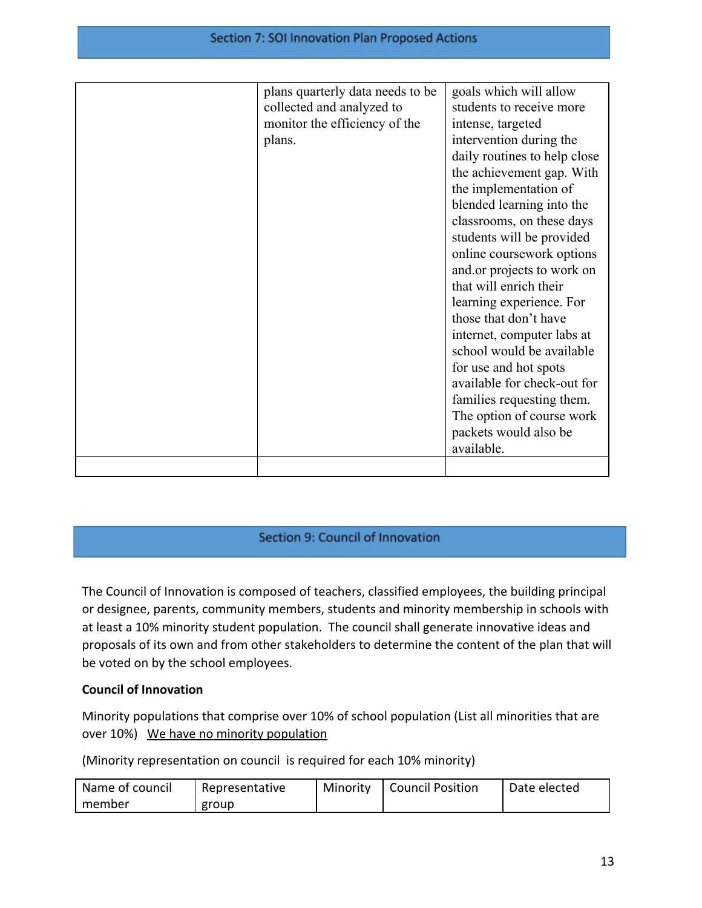## Section 7: SOI Innovation Plan Proposed Actions

| | | |
|---|---|---|
| | plans quarterly data needs to be collected and analyzed to monitor the efficiency of the plans. | goals which will allow students to receive more intense, targeted intervention during the daily routines to help close the achievement gap. With the implementation of blended learning into the classrooms, on these days students will be provided online coursework options and.or projects to work on that will enrich their learning experience. For those that don't have internet, computer labs at school would be available for use and hot spots available for check-out for families requesting them. The option of course work packets would also be available. |
| | | |

## Section 9: Council of Innovation

The Council of Innovation is composed of teachers, classified employees, the building principal or designee, parents, community members, students and minority membership in schools with at least a 10% minority student population. The council shall generate innovative ideas and proposals of its own and from other stakeholders to determine the content of the plan that will be voted on by the school employees.

**Council of Innovation**

Minority populations that comprise over 10% of school population (List all minorities that are over 10%) We have no minority population

(Minority representation on council is required for each 10% minority)

| Name of council member | Representative group | Minority | Council Position | Date elected |
|---|---|---|---|---|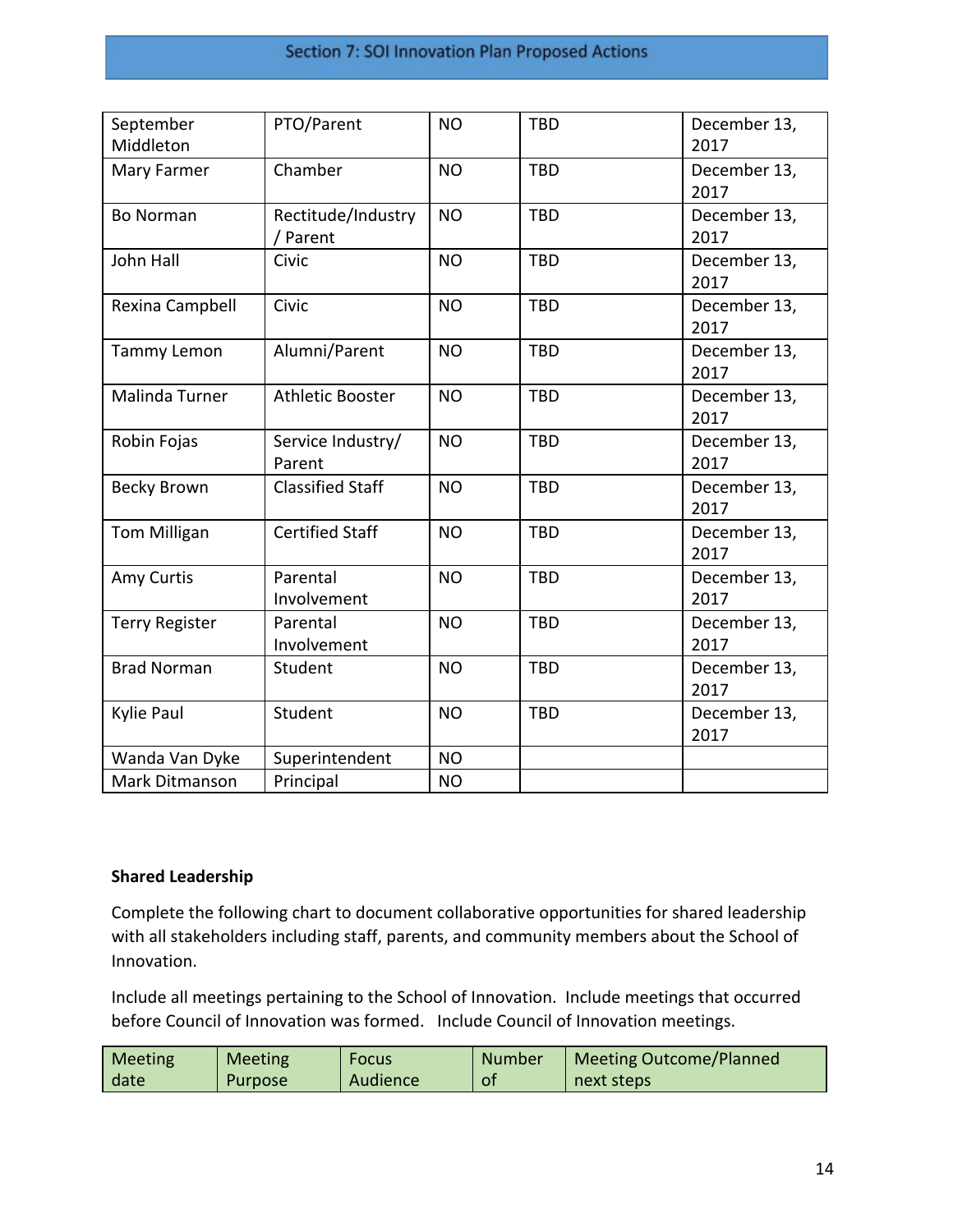## Section 7: SOI Innovation Plan Proposed Actions

| | | | | |
|---|---|---|---|---|
| September Middleton | PTO/Parent | NO | TBD | December 13, 2017 |
| Mary Farmer | Chamber | NO | TBD | December 13, 2017 |
| Bo Norman | Rectitude/Industry / Parent | NO | TBD | December 13, 2017 |
| John Hall | Civic | NO | TBD | December 13, 2017 |
| Rexina Campbell | Civic | NO | TBD | December 13, 2017 |
| Tammy Lemon | Alumni/Parent | NO | TBD | December 13, 2017 |
| Malinda Turner | Athletic Booster | NO | TBD | December 13, 2017 |
| Robin Fojas | Service Industry/ Parent | NO | TBD | December 13, 2017 |
| Becky Brown | Classified Staff | NO | TBD | December 13, 2017 |
| Tom Milligan | Certified Staff | NO | TBD | December 13, 2017 |
| Amy Curtis | Parental Involvement | NO | TBD | December 13, 2017 |
| Terry Register | Parental Involvement | NO | TBD | December 13, 2017 |
| Brad Norman | Student | NO | TBD | December 13, 2017 |
| Kylie Paul | Student | NO | TBD | December 13, 2017 |
| Wanda Van Dyke | Superintendent | NO | | |
| Mark Ditmanson | Principal | NO | | |

**Shared Leadership**

Complete the following chart to document collaborative opportunities for shared leadership with all stakeholders including staff, parents, and community members about the School of Innovation.

Include all meetings pertaining to the School of Innovation. Include meetings that occurred before Council of Innovation was formed. Include Council of Innovation meetings.

| Meeting date | Meeting Purpose | Focus Audience | Number of | Meeting Outcome/Planned next steps |
|---|---|---|---|---|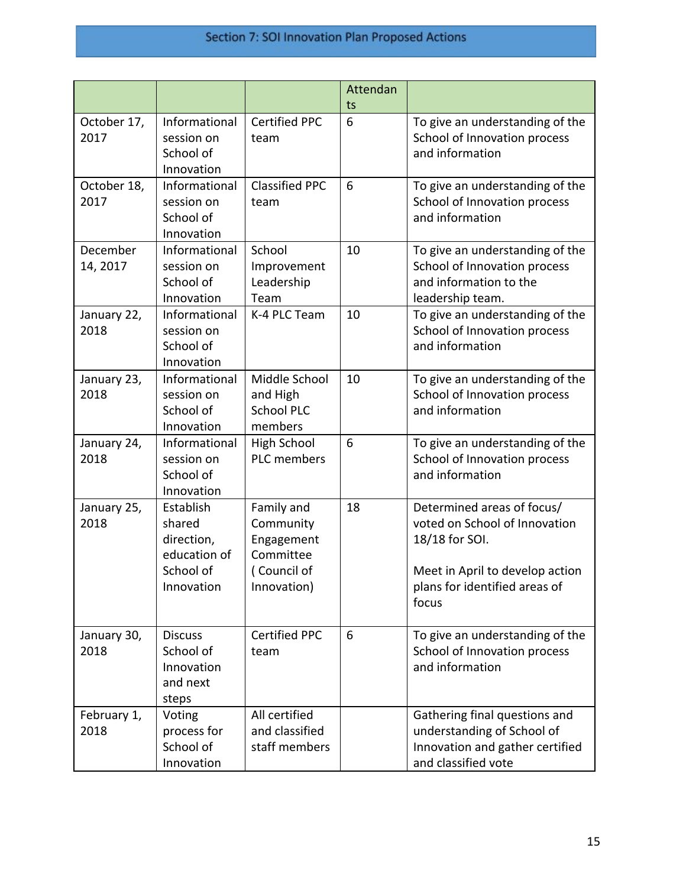## Section 7: SOI Innovation Plan Proposed Actions

| | | | Attendants | |
|---|---|---|---|---|
| October 17, 2017 | Informational session on School of Innovation | Certified PPC team | 6 | To give an understanding of the School of Innovation process and information |
| October 18, 2017 | Informational session on School of Innovation | Classified PPC team | 6 | To give an understanding of the School of Innovation process and information |
| December 14, 2017 | Informational session on School of Innovation | School Improvement Leadership Team | 10 | To give an understanding of the School of Innovation process and information to the leadership team. |
| January 22, 2018 | Informational session on School of Innovation | K-4 PLC Team | 10 | To give an understanding of the School of Innovation process and information |
| January 23, 2018 | Informational session on School of Innovation | Middle School and High School PLC members | 10 | To give an understanding of the School of Innovation process and information |
| January 24, 2018 | Informational session on School of Innovation | High School PLC members | 6 | To give an understanding of the School of Innovation process and information |
| January 25, 2018 | Establish shared direction, education of School of Innovation | Family and Community Engagement Committee ( Council of Innovation) | 18 | Determined areas of focus/ voted on School of Innovation 18/18 for SOI.<br><br>Meet in April to develop action plans for identified areas of focus |
| January 30, 2018 | Discuss School of Innovation and next steps | Certified PPC team | 6 | To give an understanding of the School of Innovation process and information |
| February 1, 2018 | Voting process for School of Innovation | All certified and classified staff members | | Gathering final questions and understanding of School of Innovation and gather certified and classified vote |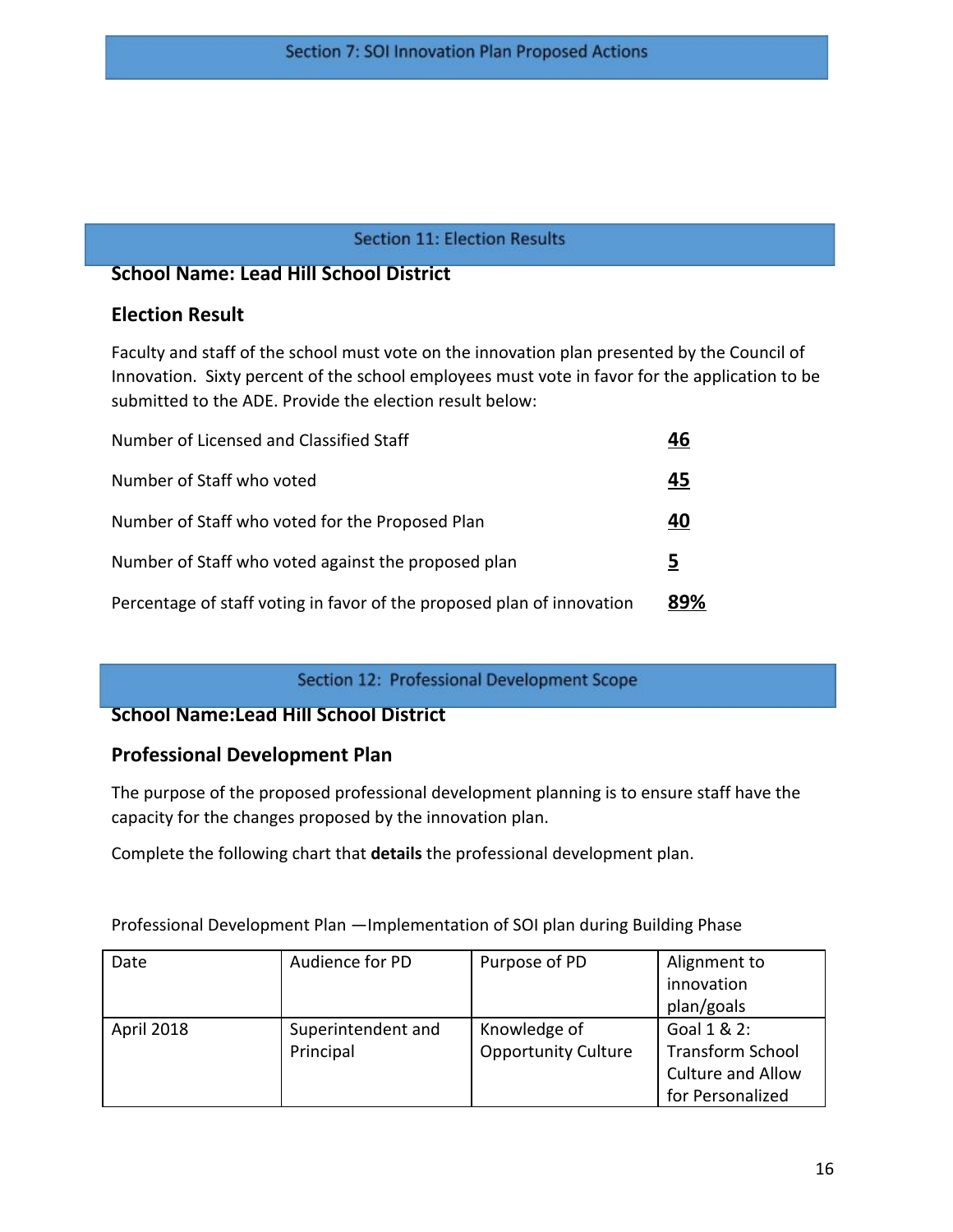## Section 7: SOI Innovation Plan Proposed Actions

## Section 11: Election Results

**School Name: Lead Hill School District**

### Election Result

Faculty and staff of the school must vote on the innovation plan presented by the Council of Innovation. Sixty percent of the school employees must vote in favor for the application to be submitted to the ADE. Provide the election result below:

| | |
|---|---|
| Number of Licensed and Classified Staff | **46** |
| Number of Staff who voted | **45** |
| Number of Staff who voted for the Proposed Plan | **40** |
| Number of Staff who voted against the proposed plan | **5** |
| Percentage of staff voting in favor of the proposed plan of innovation | **89%** |

## Section 12: Professional Development Scope

**School Name:Lead Hill School District**

### Professional Development Plan

The purpose of the proposed professional development planning is to ensure staff have the capacity for the changes proposed by the innovation plan.

Complete the following chart that **details** the professional development plan.

Professional Development Plan —Implementation of SOI plan during Building Phase

| Date | Audience for PD | Purpose of PD | Alignment to innovation plan/goals |
|---|---|---|---|
| April 2018 | Superintendent and Principal | Knowledge of Opportunity Culture | Goal 1 & 2: Transform School Culture and Allow for Personalized |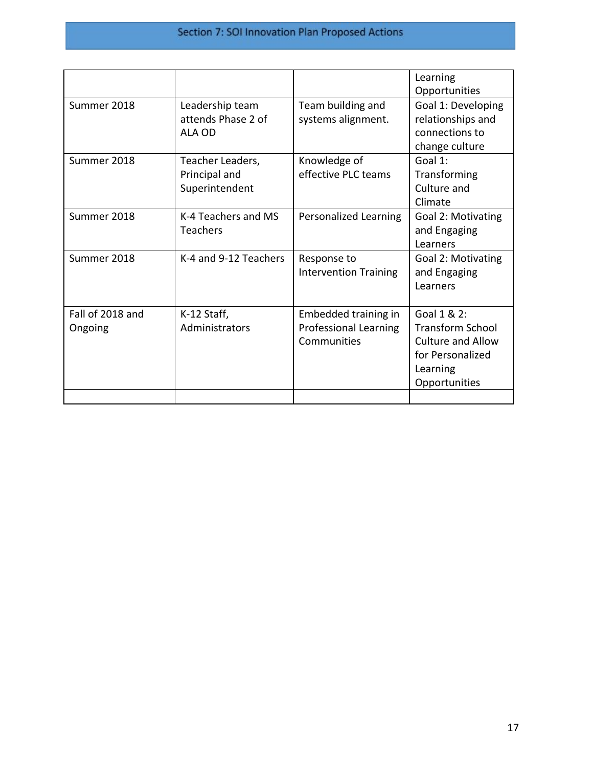## Section 7: SOI Innovation Plan Proposed Actions

| | | | |
|---|---|---|---|
| | | | Learning Opportunities |
| Summer 2018 | Leadership team attends Phase 2 of ALA OD | Team building and systems alignment. | Goal 1: Developing relationships and connections to change culture |
| Summer 2018 | Teacher Leaders, Principal and Superintendent | Knowledge of effective PLC teams | Goal 1: Transforming Culture and Climate |
| Summer 2018 | K-4 Teachers and MS Teachers | Personalized Learning | Goal 2: Motivating and Engaging Learners |
| Summer 2018 | K-4 and 9-12 Teachers | Response to Intervention Training | Goal 2: Motivating and Engaging Learners |
| Fall of 2018 and Ongoing | K-12 Staff, Administrators | Embedded training in Professional Learning Communities | Goal 1 & 2: Transform School Culture and Allow for Personalized Learning Opportunities |
| | | | |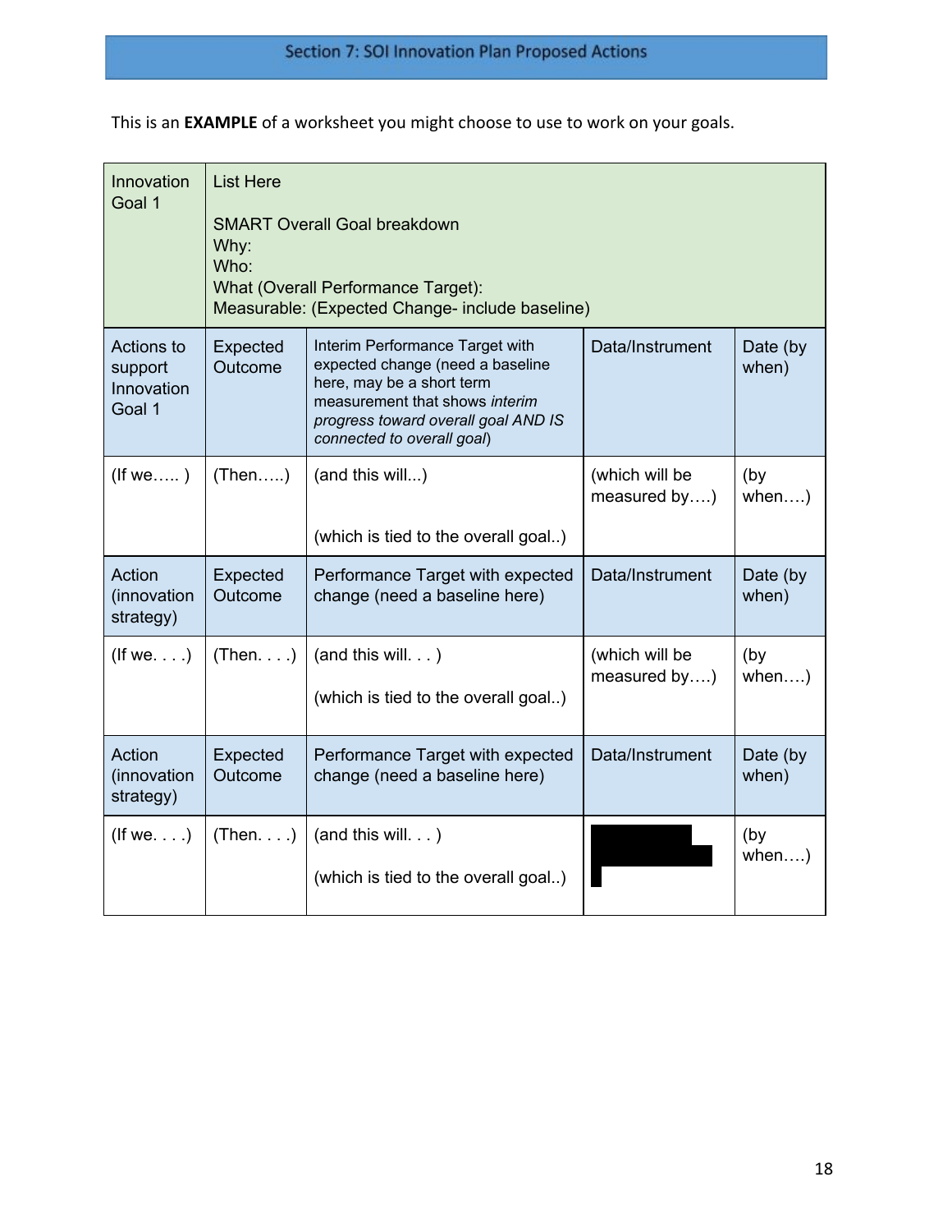## Section 7: SOI Innovation Plan Proposed Actions

This is an **EXAMPLE** of a worksheet you might choose to use to work on your goals.

| Innovation Goal 1 | List Here<br><br>SMART Overall Goal breakdown<br>Why:<br>Who:<br>What (Overall Performance Target):<br>Measurable: (Expected Change- include baseline) | | | |
|---|---|---|---|---|
| Actions to support Innovation Goal 1 | Expected Outcome | Interim Performance Target with expected change (need a baseline here, may be a short term measurement that shows *interim progress toward overall goal AND IS connected to overall goal*) | Data/Instrument | Date (by when) |
| (If we….. ) | (Then…..) | (and this will...)<br><br>(which is tied to the overall goal..) | (which will be measured by….) | (by when….) |
| Action (innovation strategy) | Expected Outcome | Performance Target with expected change (need a baseline here) | Data/Instrument | Date (by when) |
| (If we. . . .) | (Then. . . .) | (and this will. . . )<br><br>(which is tied to the overall goal..) | (which will be measured by….) | (by when….) |
| Action (innovation strategy) | Expected Outcome | Performance Target with expected change (need a baseline here) | Data/Instrument | Date (by when) |
| (If we. . . .) | (Then. . . .) | (and this will. . . )<br><br>(which is tied to the overall goal..) | | (by when….) |